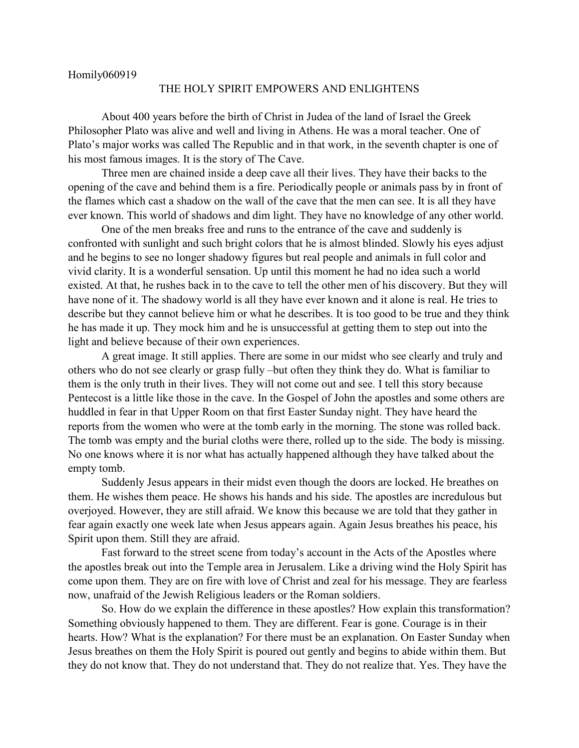Homily060919

# THE HOLY SPIRIT EMPOWERS AND ENLIGHTENS

About 400 years before the birth of Christ in Judea of the land of Israel the Greek Philosopher Plato was alive and well and living in Athens. He was a moral teacher. One of Plato's major works was called The Republic and in that work, in the seventh chapter is one of his most famous images. It is the story of The Cave.

Three men are chained inside a deep cave all their lives. They have their backs to the opening of the cave and behind them is a fire. Periodically people or animals pass by in front of the flames which cast a shadow on the wall of the cave that the men can see. It is all they have ever known. This world of shadows and dim light. They have no knowledge of any other world.

One of the men breaks free and runs to the entrance of the cave and suddenly is confronted with sunlight and such bright colors that he is almost blinded. Slowly his eyes adjust and he begins to see no longer shadowy figures but real people and animals in full color and vivid clarity. It is a wonderful sensation. Up until this moment he had no idea such a world existed. At that, he rushes back in to the cave to tell the other men of his discovery. But they will have none of it. The shadowy world is all they have ever known and it alone is real. He tries to describe but they cannot believe him or what he describes. It is too good to be true and they think he has made it up. They mock him and he is unsuccessful at getting them to step out into the light and believe because of their own experiences.

A great image. It still applies. There are some in our midst who see clearly and truly and others who do not see clearly or grasp fully –but often they think they do. What is familiar to them is the only truth in their lives. They will not come out and see. I tell this story because Pentecost is a little like those in the cave. In the Gospel of John the apostles and some others are huddled in fear in that Upper Room on that first Easter Sunday night. They have heard the reports from the women who were at the tomb early in the morning. The stone was rolled back. The tomb was empty and the burial cloths were there, rolled up to the side. The body is missing. No one knows where it is nor what has actually happened although they have talked about the empty tomb.

Suddenly Jesus appears in their midst even though the doors are locked. He breathes on them. He wishes them peace. He shows his hands and his side. The apostles are incredulous but overjoyed. However, they are still afraid. We know this because we are told that they gather in fear again exactly one week late when Jesus appears again. Again Jesus breathes his peace, his Spirit upon them. Still they are afraid.

Fast forward to the street scene from today's account in the Acts of the Apostles where the apostles break out into the Temple area in Jerusalem. Like a driving wind the Holy Spirit has come upon them. They are on fire with love of Christ and zeal for his message. They are fearless now, unafraid of the Jewish Religious leaders or the Roman soldiers.

So. How do we explain the difference in these apostles? How explain this transformation? Something obviously happened to them. They are different. Fear is gone. Courage is in their hearts. How? What is the explanation? For there must be an explanation. On Easter Sunday when Jesus breathes on them the Holy Spirit is poured out gently and begins to abide within them. But they do not know that. They do not understand that. They do not realize that. Yes. They have the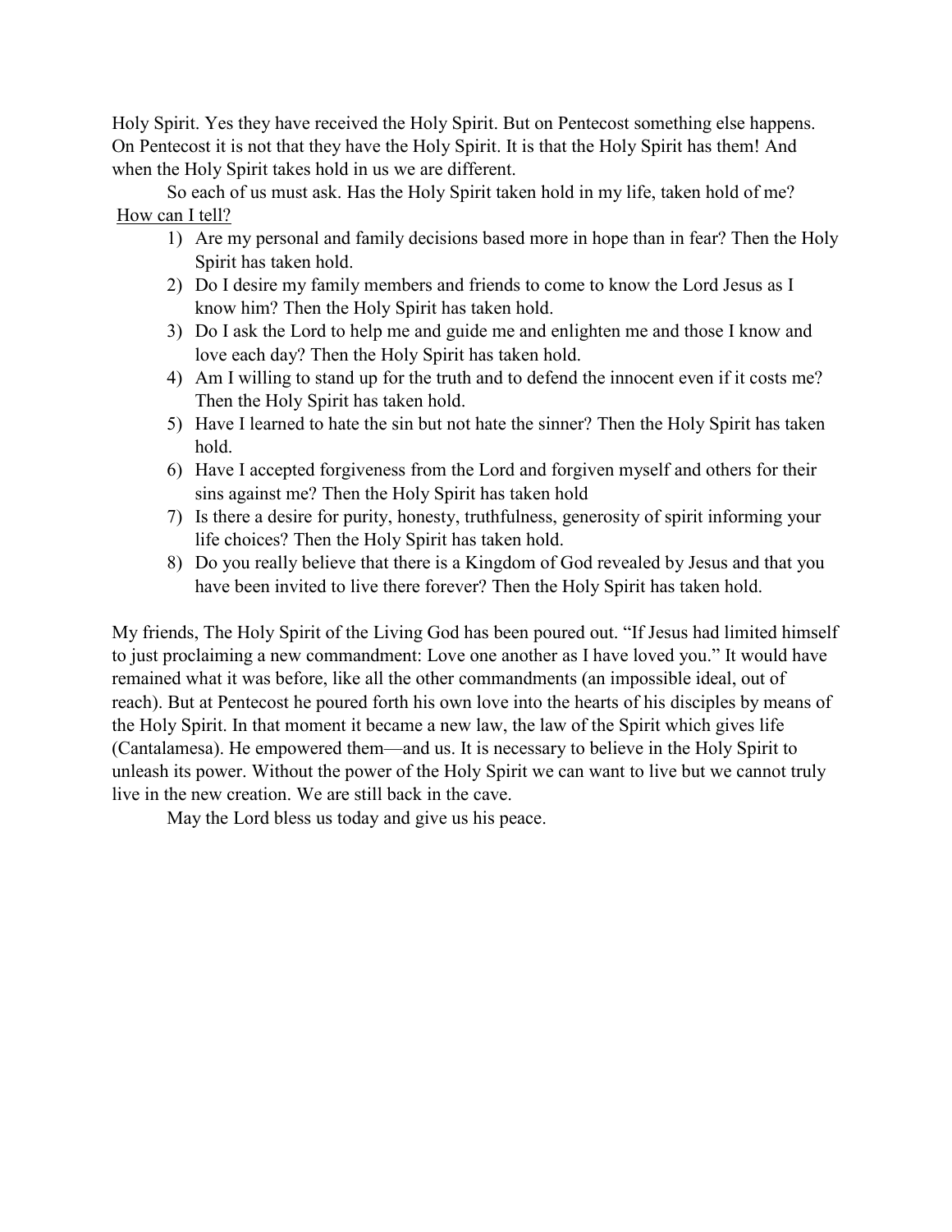Holy Spirit. Yes they have received the Holy Spirit. But on Pentecost something else happens. On Pentecost it is not that they have the Holy Spirit. It is that the Holy Spirit has them! And when the Holy Spirit takes hold in us we are different.

So each of us must ask. Has the Holy Spirit taken hold in my life, taken hold of me? <u>How can I tell?</u>

1) Are my personal and family decisions based more in hope than in fear? Then the Holy Spirit has taken hold.
2) Do I desire my family members and friends to come to know the Lord Jesus as I know him? Then the Holy Spirit has taken hold.
3) Do I ask the Lord to help me and guide me and enlighten me and those I know and love each day? Then the Holy Spirit has taken hold.
4) Am I willing to stand up for the truth and to defend the innocent even if it costs me? Then the Holy Spirit has taken hold.
5) Have I learned to hate the sin but not hate the sinner? Then the Holy Spirit has taken hold.
6) Have I accepted forgiveness from the Lord and forgiven myself and others for their sins against me? Then the Holy Spirit has taken hold
7) Is there a desire for purity, honesty, truthfulness, generosity of spirit informing your life choices? Then the Holy Spirit has taken hold.
8) Do you really believe that there is a Kingdom of God revealed by Jesus and that you have been invited to live there forever? Then the Holy Spirit has taken hold.

My friends, The Holy Spirit of the Living God has been poured out. "If Jesus had limited himself to just proclaiming a new commandment: Love one another as I have loved you." It would have remained what it was before, like all the other commandments (an impossible ideal, out of reach). But at Pentecost he poured forth his own love into the hearts of his disciples by means of the Holy Spirit. In that moment it became a new law, the law of the Spirit which gives life (Cantalamesa). He empowered them—and us. It is necessary to believe in the Holy Spirit to unleash its power. Without the power of the Holy Spirit we can want to live but we cannot truly live in the new creation. We are still back in the cave.

May the Lord bless us today and give us his peace.